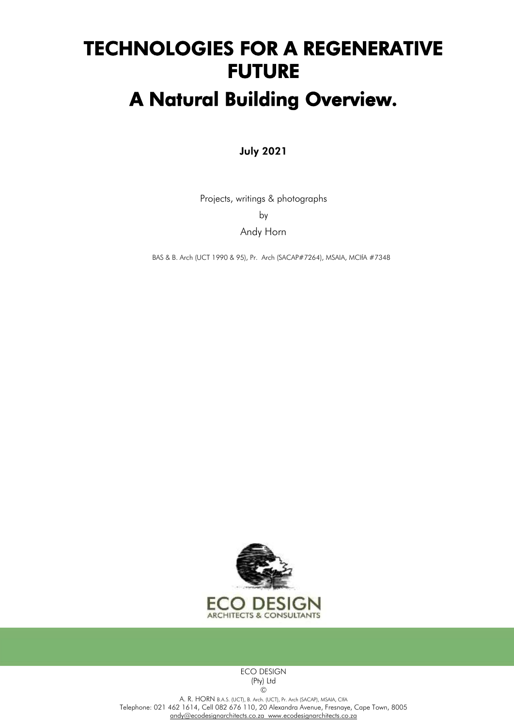# TECHNOLOGIES FOR A REGENERATIVE FUTURE

# A Natural Building Overview.

**July 2021**

Projects, writings & photographs

by

Andy Horn

BAS & B. Arch (UCT 1990 & 95), Pr. Arch (SACAP#7264), MSAIA, MCIfA #7348

ECO DESIGN
ARCHITECTS & CONSULTANTS

ECO DESIGN
(Pty) Ltd
©

A. R. HORN B.A.S. (UCT), B. Arch. (UCT), Pr. Arch (SACAP), MSAIA, CIfA
Telephone: 021 462 1614, Cell 082 676 110, 20 Alexandra Avenue, Fresnaye, Cape Town, 8005
andy@ecodesignarchitects.co.za www.ecodesignarchitects.co.za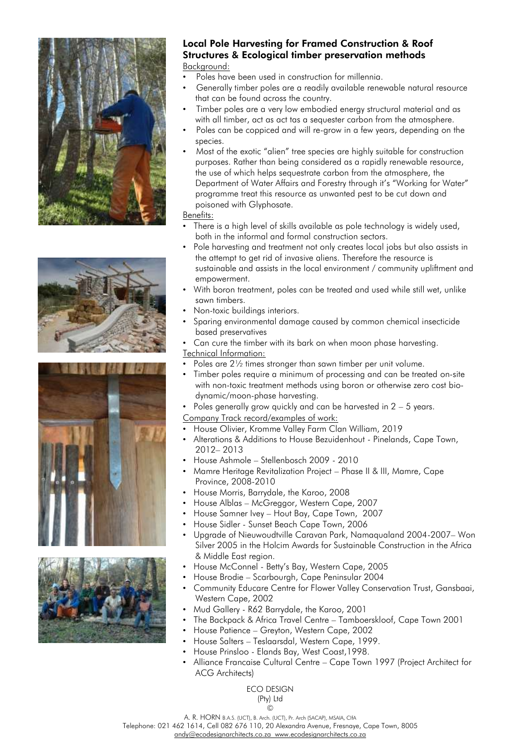## Local Pole Harvesting for Framed Construction & Roof Structures & Ecological timber preservation methods

Background:

- Poles have been used in construction for millennia.
- Generally timber poles are a readily available renewable natural resource that can be found across the country.
- Timber poles are a very low embodied energy structural material and as with all timber, act as act tas a sequester carbon from the atmosphere.
- Poles can be coppiced and will re-grow in a few years, depending on the species.
- Most of the exotic "alien" tree species are highly suitable for construction purposes. Rather than being considered as a rapidly renewable resource, the use of which helps sequestrate carbon from the atmosphere, the Department of Water Affairs and Forestry through it's "Working for Water" programme treat this resource as unwanted pest to be cut down and poisoned with Glyphosate.

Benefits:

- There is a high level of skills available as pole technology is widely used, both in the informal and formal construction sectors.
- Pole harvesting and treatment not only creates local jobs but also assists in the attempt to get rid of invasive aliens. Therefore the resource is sustainable and assists in the local environment / community upliftment and empowerment.
- With boron treatment, poles can be treated and used while still wet, unlike sawn timbers.
- Non-toxic buildings interiors.
- Sparing environmental damage caused by common chemical insecticide based preservatives
- Can cure the timber with its bark on when moon phase harvesting.

Technical Information:

- Poles are 2½ times stronger than sawn timber per unit volume.
- Timber poles require a minimum of processing and can be treated on-site with non-toxic treatment methods using boron or otherwise zero cost bio-dynamic/moon-phase harvesting.
- Poles generally grow quickly and can be harvested in 2 – 5 years.

Company Track record/examples of work:

- House Olivier, Kromme Valley Farm Clan William, 2019
- Alterations & Additions to House Bezuidenhout - Pinelands, Cape Town, 2012– 2013
- House Ashmole – Stellenbosch 2009 - 2010
- Mamre Heritage Revitalization Project – Phase II & III, Mamre, Cape Province, 2008-2010
- House Morris, Barrydale, the Karoo, 2008
- House Alblas – McGreggor, Western Cape, 2007
- House Samner Ivey – Hout Bay, Cape Town, 2007
- House Sidler - Sunset Beach Cape Town, 2006
- Upgrade of Nieuwoudtville Caravan Park, Namaqualand 2004-2007– Won Silver 2005 in the Holcim Awards for Sustainable Construction in the Africa & Middle East region.
- House McConnel - Betty's Bay, Western Cape, 2005
- House Brodie – Scarbourgh, Cape Peninsular 2004
- Community Educare Centre for Flower Valley Conservation Trust, Gansbaai, Western Cape, 2002
- Mud Gallery - R62 Barrydale, the Karoo, 2001
- The Backpack & Africa Travel Centre – Tamboerskloof, Cape Town 2001
- House Patience – Greyton, Western Cape, 2002
- House Salters – Teslaarsdal, Western Cape, 1999.
- House Prinsloo - Elands Bay, West Coast,1998.
- Alliance Francaise Cultural Centre – Cape Town 1997 (Project Architect for ACG Architects)

ECO DESIGN
(Pty) Ltd
©

A. R. HORN B.A.S. (UCT), B. Arch. (UCT), Pr. Arch (SACAP), MSAIA, CIfA
Telephone: 021 462 1614, Cell 082 676 110, 20 Alexandra Avenue, Fresnaye, Cape Town, 8005
andy@ecodesignarchitects.co.za www.ecodesignarchitects.co.za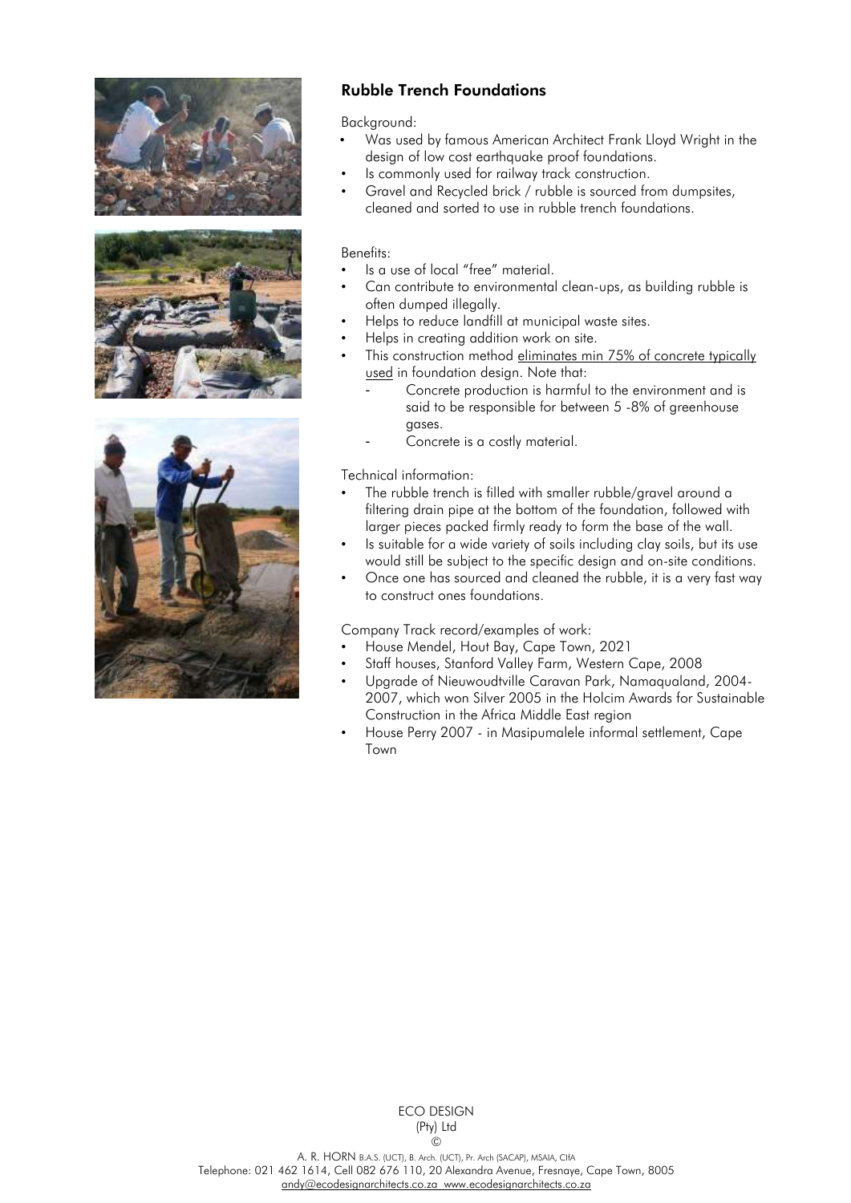## Rubble Trench Foundations

Background:

- Was used by famous American Architect Frank Lloyd Wright in the design of low cost earthquake proof foundations.
- Is commonly used for railway track construction.
- Gravel and Recycled brick / rubble is sourced from dumpsites, cleaned and sorted to use in rubble trench foundations.

Benefits:

- Is a use of local "free" material.
- Can contribute to environmental clean-ups, as building rubble is often dumped illegally.
- Helps to reduce landfill at municipal waste sites.
- Helps in creating addition work on site.
- This construction method <u>eliminates min 75% of concrete typically used</u> in foundation design. Note that:
  - Concrete production is harmful to the environment and is said to be responsible for between 5 -8% of greenhouse gases.
  - Concrete is a costly material.

Technical information:

- The rubble trench is filled with smaller rubble/gravel around a filtering drain pipe at the bottom of the foundation, followed with larger pieces packed firmly ready to form the base of the wall.
- Is suitable for a wide variety of soils including clay soils, but its use would still be subject to the specific design and on-site conditions.
- Once one has sourced and cleaned the rubble, it is a very fast way to construct ones foundations.

Company Track record/examples of work:

- House Mendel, Hout Bay, Cape Town, 2021
- Staff houses, Stanford Valley Farm, Western Cape, 2008
- Upgrade of Nieuwoudtville Caravan Park, Namaqualand, 2004-2007, which won Silver 2005 in the Holcim Awards for Sustainable Construction in the Africa Middle East region
- House Perry 2007 - in Masipumalele informal settlement, Cape Town

ECO DESIGN
(Pty) Ltd
©

A. R. HORN B.A.S. (UCT), B. Arch. (UCT), Pr. Arch (SACAP), MSAIA, CIfA
Telephone: 021 462 1614, Cell 082 676 110, 20 Alexandra Avenue, Fresnaye, Cape Town, 8005
andy@ecodesignarchitects.co.za www.ecodesignarchitects.co.za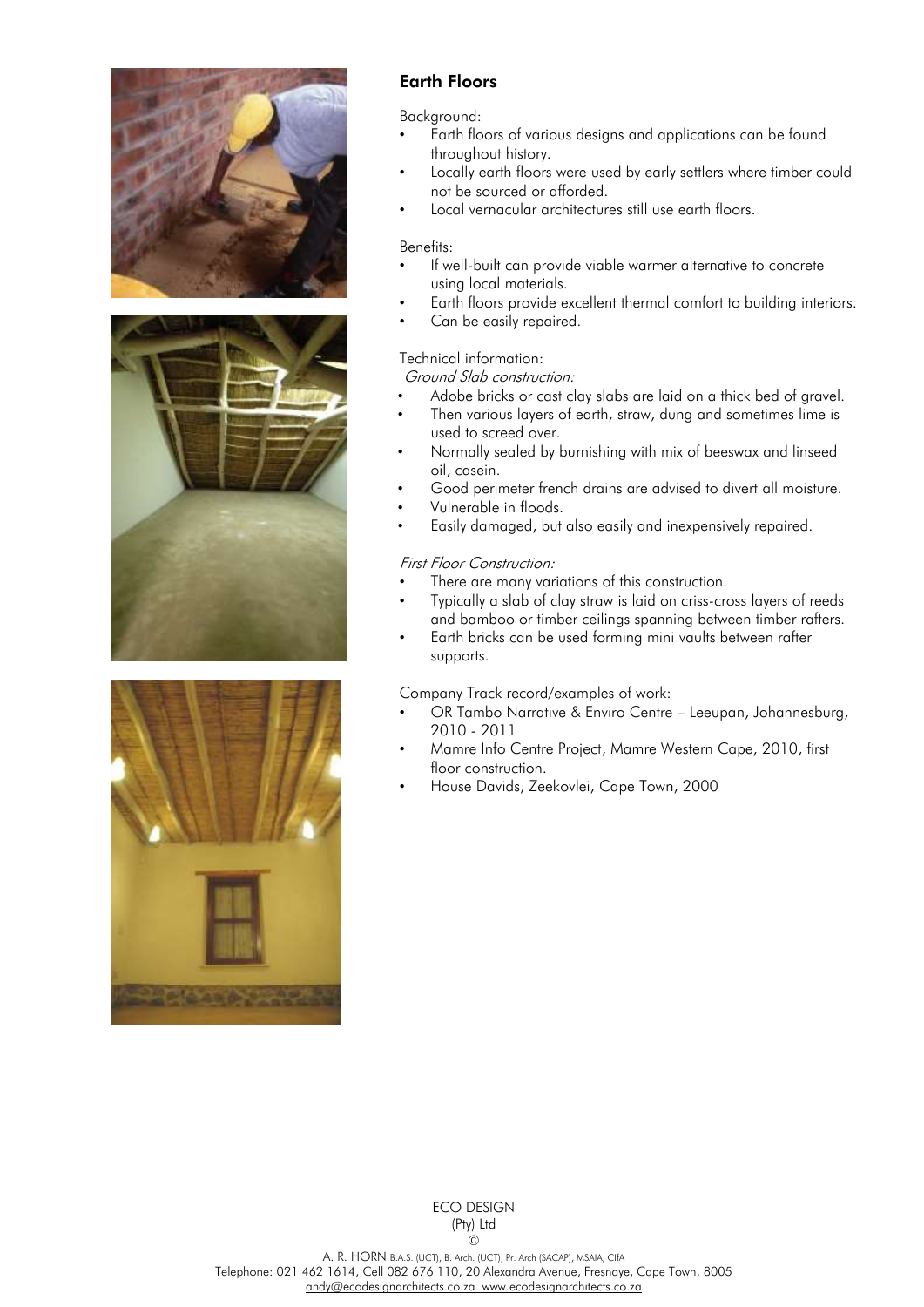## Earth Floors

Background:

- Earth floors of various designs and applications can be found throughout history.
- Locally earth floors were used by early settlers where timber could not be sourced or afforded.
- Local vernacular architectures still use earth floors.

Benefits:

- If well-built can provide viable warmer alternative to concrete using local materials.
- Earth floors provide excellent thermal comfort to building interiors.
- Can be easily repaired.

Technical information:

*Ground Slab construction:*

- Adobe bricks or cast clay slabs are laid on a thick bed of gravel.
- Then various layers of earth, straw, dung and sometimes lime is used to screed over.
- Normally sealed by burnishing with mix of beeswax and linseed oil, casein.
- Good perimeter french drains are advised to divert all moisture.
- Vulnerable in floods.
- Easily damaged, but also easily and inexpensively repaired.

*First Floor Construction:*

- There are many variations of this construction.
- Typically a slab of clay straw is laid on criss-cross layers of reeds and bamboo or timber ceilings spanning between timber rafters.
- Earth bricks can be used forming mini vaults between rafter supports.

Company Track record/examples of work:

- OR Tambo Narrative & Enviro Centre – Leeupan, Johannesburg, 2010 - 2011
- Mamre Info Centre Project, Mamre Western Cape, 2010, first floor construction.
- House Davids, Zeekovlei, Cape Town, 2000

ECO DESIGN
(Pty) Ltd
©

A. R. HORN B.A.S. (UCT), B. Arch. (UCT), Pr. Arch (SACAP), MSAIA, CIfA
Telephone: 021 462 1614, Cell 082 676 110, 20 Alexandra Avenue, Fresnaye, Cape Town, 8005
andy@ecodesignarchitects.co.za www.ecodesignarchitects.co.za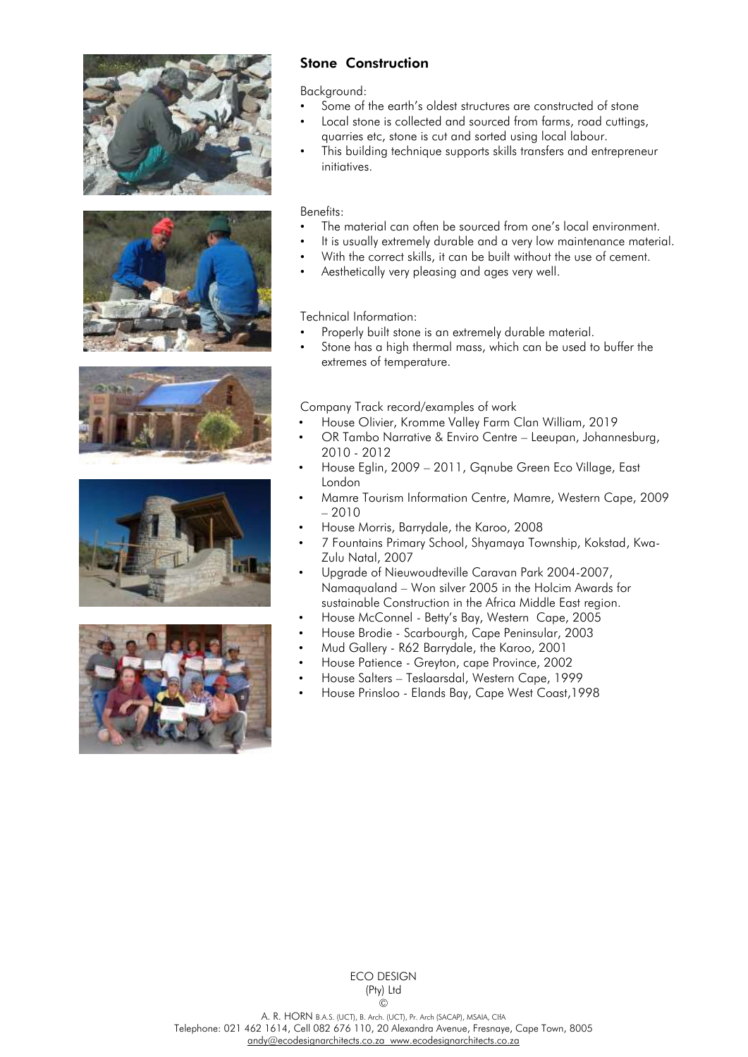## Stone Construction

Background:

- Some of the earth's oldest structures are constructed of stone
- Local stone is collected and sourced from farms, road cuttings, quarries etc, stone is cut and sorted using local labour.
- This building technique supports skills transfers and entrepreneur initiatives.

Benefits:

- The material can often be sourced from one's local environment.
- It is usually extremely durable and a very low maintenance material.
- With the correct skills, it can be built without the use of cement.
- Aesthetically very pleasing and ages very well.

Technical Information:

- Properly built stone is an extremely durable material.
- Stone has a high thermal mass, which can be used to buffer the extremes of temperature.

Company Track record/examples of work

- House Olivier, Kromme Valley Farm Clan William, 2019
- OR Tambo Narrative & Enviro Centre – Leeupan, Johannesburg, 2010 - 2012
- House Eglin, 2009 – 2011, Gqnube Green Eco Village, East London
- Mamre Tourism Information Centre, Mamre, Western Cape, 2009 – 2010
- House Morris, Barrydale, the Karoo, 2008
- 7 Fountains Primary School, Shyamaya Township, Kokstad, Kwa-Zulu Natal, 2007
- Upgrade of Nieuwoudteville Caravan Park 2004-2007, Namaqualand – Won silver 2005 in the Holcim Awards for sustainable Construction in the Africa Middle East region.
- House McConnel - Betty's Bay, Western Cape, 2005
- House Brodie - Scarbourgh, Cape Peninsular, 2003
- Mud Gallery - R62 Barrydale, the Karoo, 2001
- House Patience - Greyton, cape Province, 2002
- House Salters – Teslaarsdal, Western Cape, 1999
- House Prinsloo - Elands Bay, Cape West Coast,1998

ECO DESIGN
(Pty) Ltd
©
A. R. HORN B.A.S. (UCT), B. Arch. (UCT), Pr. Arch (SACAP), MSAIA, CIfA
Telephone: 021 462 1614, Cell 082 676 110, 20 Alexandra Avenue, Fresnaye, Cape Town, 8005
andy@ecodesignarchitects.co.za www.ecodesignarchitects.co.za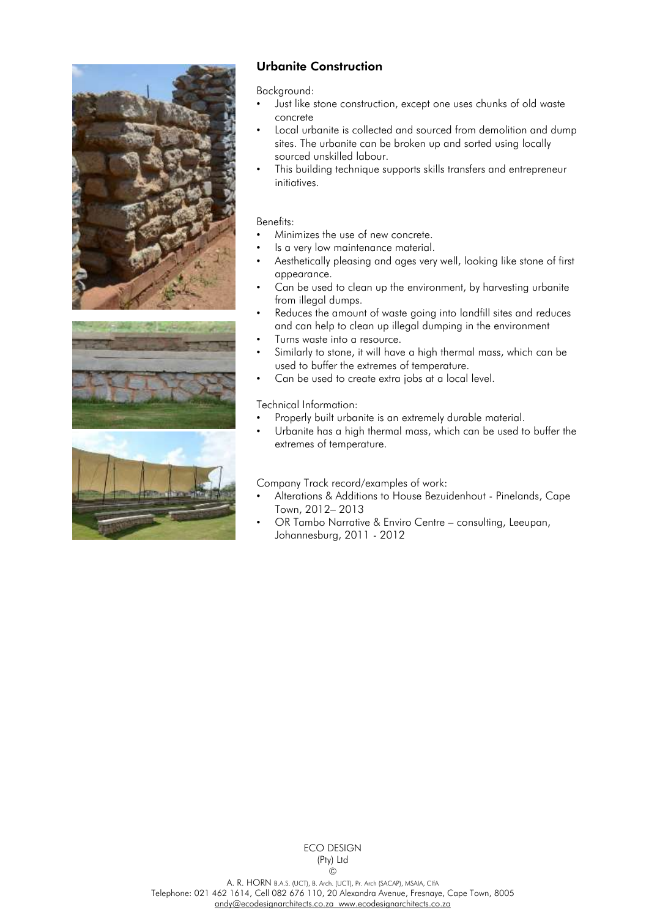## Urbanite Construction

Background:

- Just like stone construction, except one uses chunks of old waste concrete
- Local urbanite is collected and sourced from demolition and dump sites. The urbanite can be broken up and sorted using locally sourced unskilled labour.
- This building technique supports skills transfers and entrepreneur initiatives.

Benefits:

- Minimizes the use of new concrete.
- Is a very low maintenance material.
- Aesthetically pleasing and ages very well, looking like stone of first appearance.
- Can be used to clean up the environment, by harvesting urbanite from illegal dumps.
- Reduces the amount of waste going into landfill sites and reduces and can help to clean up illegal dumping in the environment
- Turns waste into a resource.
- Similarly to stone, it will have a high thermal mass, which can be used to buffer the extremes of temperature.
- Can be used to create extra jobs at a local level.

Technical Information:

- Properly built urbanite is an extremely durable material.
- Urbanite has a high thermal mass, which can be used to buffer the extremes of temperature.

Company Track record/examples of work:

- Alterations & Additions to House Bezuidenhout - Pinelands, Cape Town, 2012– 2013
- OR Tambo Narrative & Enviro Centre – consulting, Leeupan, Johannesburg, 2011 - 2012

ECO DESIGN
(Pty) Ltd
©
A. R. HORN B.A.S. (UCT), B. Arch. (UCT), Pr. Arch (SACAP), MSAIA, CIfA
Telephone: 021 462 1614, Cell 082 676 110, 20 Alexandra Avenue, Fresnaye, Cape Town, 8005
andy@ecodesignarchitects.co.za www.ecodesignarchitects.co.za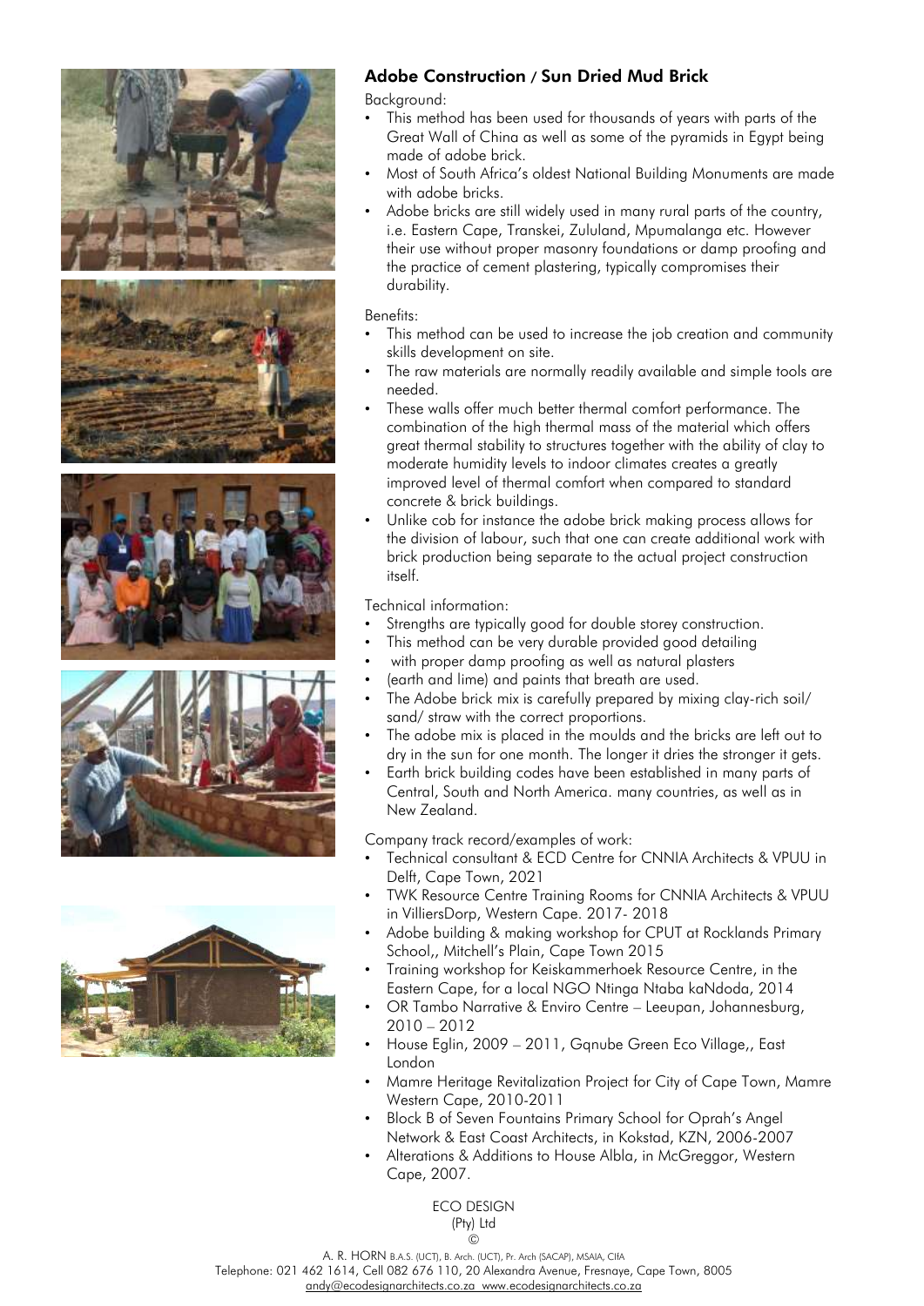## Adobe Construction / Sun Dried Mud Brick

Background:

- This method has been used for thousands of years with parts of the Great Wall of China as well as some of the pyramids in Egypt being made of adobe brick.
- Most of South Africa's oldest National Building Monuments are made with adobe bricks.
- Adobe bricks are still widely used in many rural parts of the country, i.e. Eastern Cape, Transkei, Zululand, Mpumalanga etc. However their use without proper masonry foundations or damp proofing and the practice of cement plastering, typically compromises their durability.

Benefits:

- This method can be used to increase the job creation and community skills development on site.
- The raw materials are normally readily available and simple tools are needed.
- These walls offer much better thermal comfort performance. The combination of the high thermal mass of the material which offers great thermal stability to structures together with the ability of clay to moderate humidity levels to indoor climates creates a greatly improved level of thermal comfort when compared to standard concrete & brick buildings.
- Unlike cob for instance the adobe brick making process allows for the division of labour, such that one can create additional work with brick production being separate to the actual project construction itself.

Technical information:

- Strengths are typically good for double storey construction.
- This method can be very durable provided good detailing
- with proper damp proofing as well as natural plasters
- (earth and lime) and paints that breath are used.
- The Adobe brick mix is carefully prepared by mixing clay-rich soil/ sand/ straw with the correct proportions.
- The adobe mix is placed in the moulds and the bricks are left out to dry in the sun for one month. The longer it dries the stronger it gets.
- Earth brick building codes have been established in many parts of Central, South and North America. many countries, as well as in New Zealand.

Company track record/examples of work:

- Technical consultant & ECD Centre for CNNIA Architects & VPUU in Delft, Cape Town, 2021
- TWK Resource Centre Training Rooms for CNNIA Architects & VPUU in VilliersDorp, Western Cape. 2017- 2018
- Adobe building & making workshop for CPUT at Rocklands Primary School,, Mitchell's Plain, Cape Town 2015
- Training workshop for Keiskammerhoek Resource Centre, in the Eastern Cape, for a local NGO Ntinga Ntaba kaNdoda, 2014
- OR Tambo Narrative & Enviro Centre – Leeupan, Johannesburg, 2010 – 2012
- House Eglin, 2009 – 2011, Gqnube Green Eco Village,, East London
- Mamre Heritage Revitalization Project for City of Cape Town, Mamre Western Cape, 2010-2011
- Block B of Seven Fountains Primary School for Oprah's Angel Network & East Coast Architects, in Kokstad, KZN, 2006-2007
- Alterations & Additions to House Albla, in McGreggor, Western Cape, 2007.

ECO DESIGN
(Pty) Ltd
©

A. R. HORN B.A.S. (UCT), B. Arch. (UCT), Pr. Arch (SACAP), MSAIA, CIfA
Telephone: 021 462 1614, Cell 082 676 110, 20 Alexandra Avenue, Fresnaye, Cape Town, 8005
andy@ecodesignarchitects.co.za www.ecodesignarchitects.co.za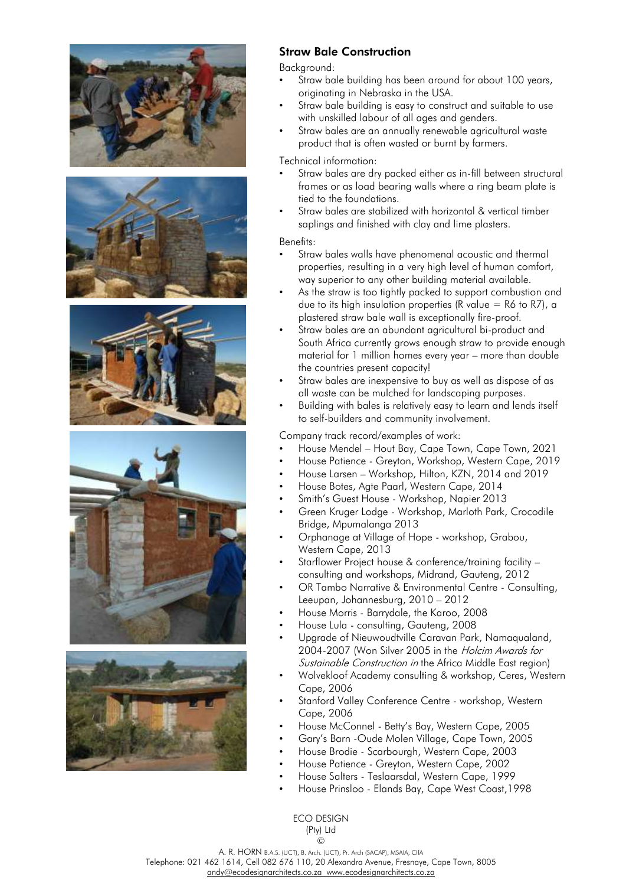## Straw Bale Construction

Background:

- Straw bale building has been around for about 100 years, originating in Nebraska in the USA.
- Straw bale building is easy to construct and suitable to use with unskilled labour of all ages and genders.
- Straw bales are an annually renewable agricultural waste product that is often wasted or burnt by farmers.

Technical information:

- Straw bales are dry packed either as in-fill between structural frames or as load bearing walls where a ring beam plate is tied to the foundations.
- Straw bales are stabilized with horizontal & vertical timber saplings and finished with clay and lime plasters.

Benefits:

- Straw bales walls have phenomenal acoustic and thermal properties, resulting in a very high level of human comfort, way superior to any other building material available.
- As the straw is too tightly packed to support combustion and due to its high insulation properties (R value = R6 to R7), a plastered straw bale wall is exceptionally fire-proof.
- Straw bales are an abundant agricultural bi-product and South Africa currently grows enough straw to provide enough material for 1 million homes every year – more than double the countries present capacity!
- Straw bales are inexpensive to buy as well as dispose of as all waste can be mulched for landscaping purposes.
- Building with bales is relatively easy to learn and lends itself to self-builders and community involvement.

Company track record/examples of work:

- House Mendel – Hout Bay, Cape Town, Cape Town, 2021
- House Patience - Greyton, Workshop, Western Cape, 2019
- House Larsen – Workshop, Hilton, KZN, 2014 and 2019
- House Botes, Agte Paarl, Western Cape, 2014
- Smith's Guest House - Workshop, Napier 2013
- Green Kruger Lodge - Workshop, Marloth Park, Crocodile Bridge, Mpumalanga 2013
- Orphanage at Village of Hope - workshop, Grabou, Western Cape, 2013
- Starflower Project house & conference/training facility – consulting and workshops, Midrand, Gauteng, 2012
- OR Tambo Narrative & Environmental Centre - Consulting, Leeupan, Johannesburg, 2010 – 2012
- House Morris - Barrydale, the Karoo, 2008
- House Lula - consulting, Gauteng, 2008
- Upgrade of Nieuwoudtville Caravan Park, Namaqualand, 2004-2007 (Won Silver 2005 in the *Holcim Awards for Sustainable Construction in* the Africa Middle East region)
- Wolvekloof Academy consulting & workshop, Ceres, Western Cape, 2006
- Stanford Valley Conference Centre - workshop, Western Cape, 2006
- House McConnel - Betty's Bay, Western Cape, 2005
- Gary's Barn -Oude Molen Village, Cape Town, 2005
- House Brodie - Scarbourgh, Western Cape, 2003
- House Patience - Greyton, Western Cape, 2002
- House Salters - Teslaarsdal, Western Cape, 1999
- House Prinsloo - Elands Bay, Cape West Coast,1998

ECO DESIGN
(Pty) Ltd
©

A. R. HORN B.A.S. (UCT), B. Arch. (UCT), Pr. Arch (SACAP), MSAIA, CIfA
Telephone: 021 462 1614, Cell 082 676 110, 20 Alexandra Avenue, Fresnaye, Cape Town, 8005
andy@ecodesignarchitects.co.za www.ecodesignarchitects.co.za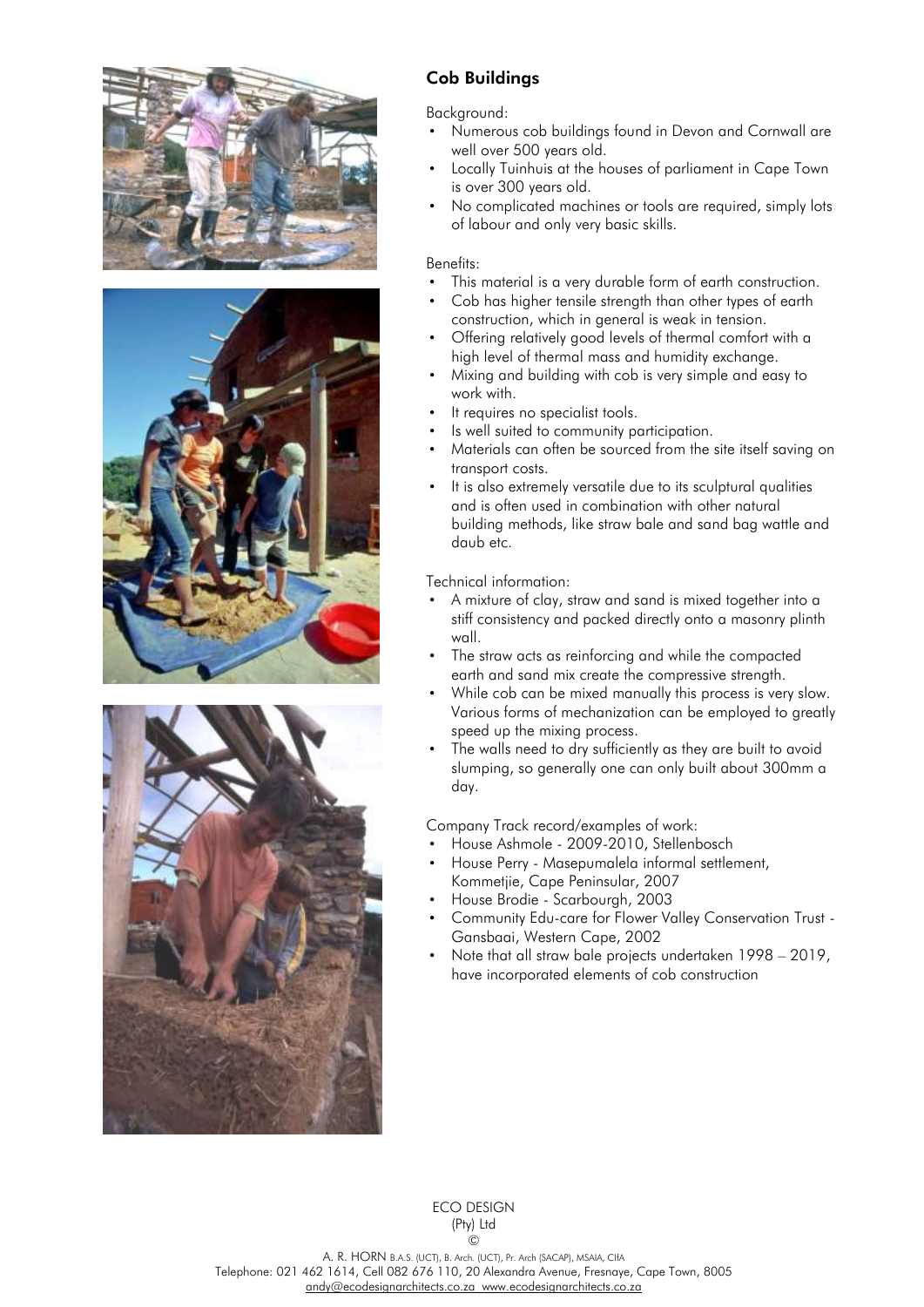## Cob Buildings

Background:

- Numerous cob buildings found in Devon and Cornwall are well over 500 years old.
- Locally Tuinhuis at the houses of parliament in Cape Town is over 300 years old.
- No complicated machines or tools are required, simply lots of labour and only very basic skills.

Benefits:

- This material is a very durable form of earth construction.
- Cob has higher tensile strength than other types of earth construction, which in general is weak in tension.
- Offering relatively good levels of thermal comfort with a high level of thermal mass and humidity exchange.
- Mixing and building with cob is very simple and easy to work with.
- It requires no specialist tools.
- Is well suited to community participation.
- Materials can often be sourced from the site itself saving on transport costs.
- It is also extremely versatile due to its sculptural qualities and is often used in combination with other natural building methods, like straw bale and sand bag wattle and daub etc.

Technical information:

- A mixture of clay, straw and sand is mixed together into a stiff consistency and packed directly onto a masonry plinth wall.
- The straw acts as reinforcing and while the compacted earth and sand mix create the compressive strength.
- While cob can be mixed manually this process is very slow. Various forms of mechanization can be employed to greatly speed up the mixing process.
- The walls need to dry sufficiently as they are built to avoid slumping, so generally one can only built about 300mm a day.

Company Track record/examples of work:

- House Ashmole - 2009-2010, Stellenbosch
- House Perry - Masepumalela informal settlement, Kommetjie, Cape Peninsular, 2007
- House Brodie - Scarbourgh, 2003
- Community Edu-care for Flower Valley Conservation Trust - Gansbaai, Western Cape, 2002
- Note that all straw bale projects undertaken 1998 – 2019, have incorporated elements of cob construction

ECO DESIGN
(Pty) Ltd
©

A. R. HORN B.A.S. (UCT), B. Arch. (UCT), Pr. Arch (SACAP), MSAIA, CIfA
Telephone: 021 462 1614, Cell 082 676 110, 20 Alexandra Avenue, Fresnaye, Cape Town, 8005
andy@ecodesignarchitects.co.za www.ecodesignarchitects.co.za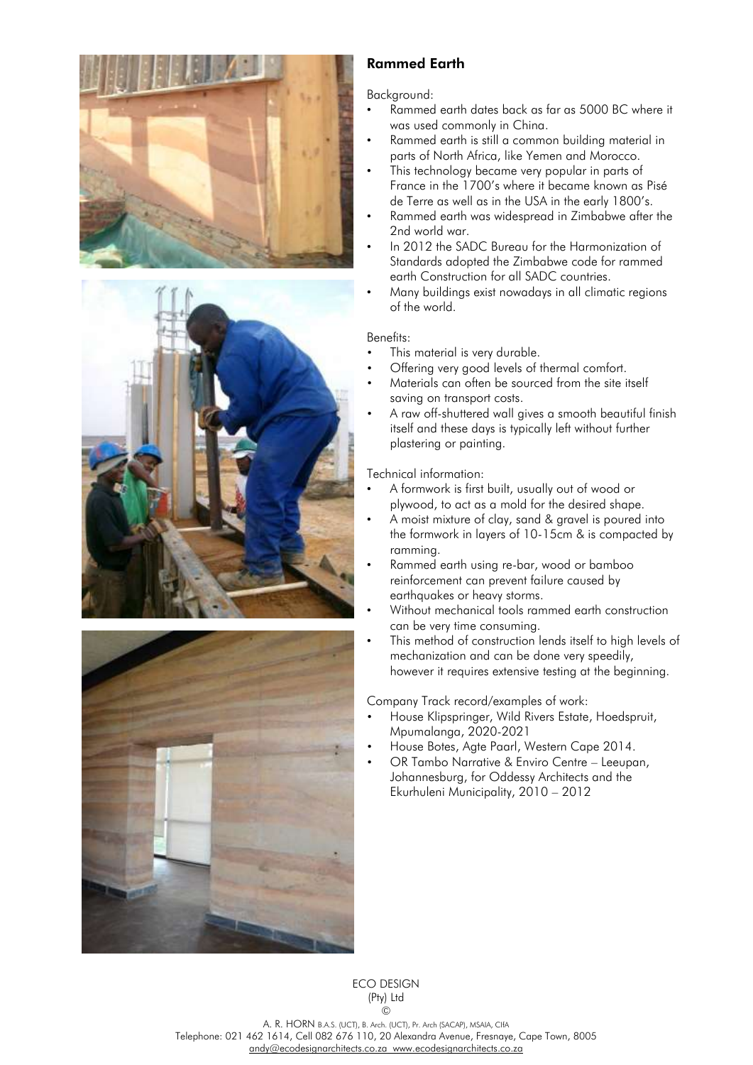## Rammed Earth

Background:

- Rammed earth dates back as far as 5000 BC where it was used commonly in China.
- Rammed earth is still a common building material in parts of North Africa, like Yemen and Morocco.
- This technology became very popular in parts of France in the 1700's where it became known as Pisé de Terre as well as in the USA in the early 1800's.
- Rammed earth was widespread in Zimbabwe after the 2nd world war.
- In 2012 the SADC Bureau for the Harmonization of Standards adopted the Zimbabwe code for rammed earth Construction for all SADC countries.
- Many buildings exist nowadays in all climatic regions of the world.

Benefits:

- This material is very durable.
- Offering very good levels of thermal comfort.
- Materials can often be sourced from the site itself saving on transport costs.
- A raw off-shuttered wall gives a smooth beautiful finish itself and these days is typically left without further plastering or painting.

Technical information:

- A formwork is first built, usually out of wood or plywood, to act as a mold for the desired shape.
- A moist mixture of clay, sand & gravel is poured into the formwork in layers of 10-15cm & is compacted by ramming.
- Rammed earth using re-bar, wood or bamboo reinforcement can prevent failure caused by earthquakes or heavy storms.
- Without mechanical tools rammed earth construction can be very time consuming.
- This method of construction lends itself to high levels of mechanization and can be done very speedily, however it requires extensive testing at the beginning.

Company Track record/examples of work:

- House Klipspringer, Wild Rivers Estate, Hoedspruit, Mpumalanga, 2020-2021
- House Botes, Agte Paarl, Western Cape 2014.
- OR Tambo Narrative & Enviro Centre – Leeupan, Johannesburg, for Oddessy Architects and the Ekurhuleni Municipality, 2010 – 2012

ECO DESIGN
(Pty) Ltd
©

A. R. HORN B.A.S. (UCT), B. Arch. (UCT), Pr. Arch (SACAP), MSAIA, CIfA
Telephone: 021 462 1614, Cell 082 676 110, 20 Alexandra Avenue, Fresnaye, Cape Town, 8005
andy@ecodesignarchitects.co.za www.ecodesignarchitects.co.za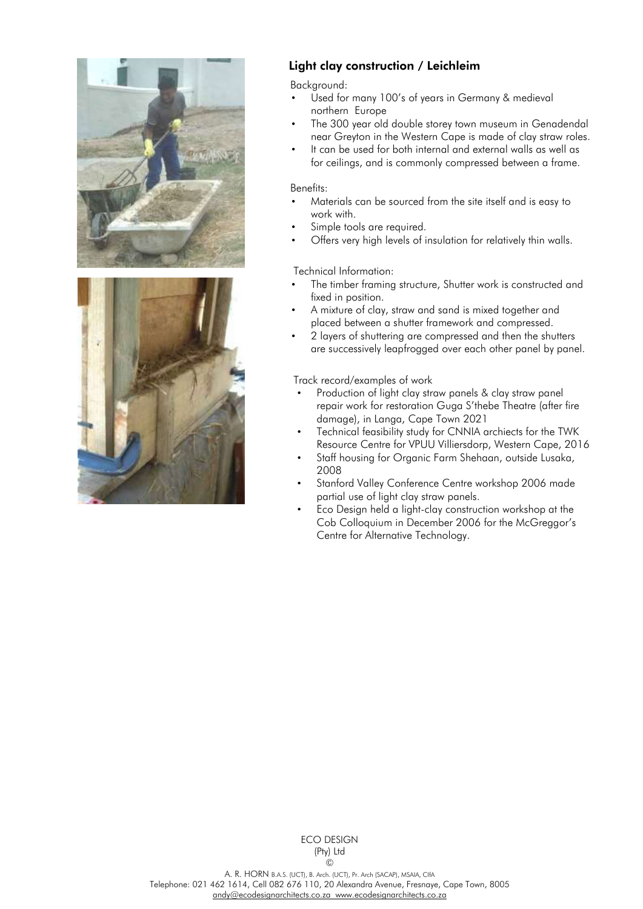## Light clay construction / Leichleim

Background:

- Used for many 100's of years in Germany & medieval northern Europe
- The 300 year old double storey town museum in Genadendal near Greyton in the Western Cape is made of clay straw roles.
- It can be used for both internal and external walls as well as for ceilings, and is commonly compressed between a frame.

Benefits:

- Materials can be sourced from the site itself and is easy to work with.
- Simple tools are required.
- Offers very high levels of insulation for relatively thin walls.

Technical Information:

- The timber framing structure, Shutter work is constructed and fixed in position.
- A mixture of clay, straw and sand is mixed together and placed between a shutter framework and compressed.
- 2 layers of shuttering are compressed and then the shutters are successively leapfrogged over each other panel by panel.

Track record/examples of work

- Production of light clay straw panels & clay straw panel repair work for restoration Guga S'thebe Theatre (after fire damage), in Langa, Cape Town 2021
- Technical feasibility study for CNNIA archiects for the TWK Resource Centre for VPUU Villiersdorp, Western Cape, 2016
- Staff housing for Organic Farm Shehaan, outside Lusaka, 2008
- Stanford Valley Conference Centre workshop 2006 made partial use of light clay straw panels.
- Eco Design held a light-clay construction workshop at the Cob Colloquium in December 2006 for the McGreggor's Centre for Alternative Technology.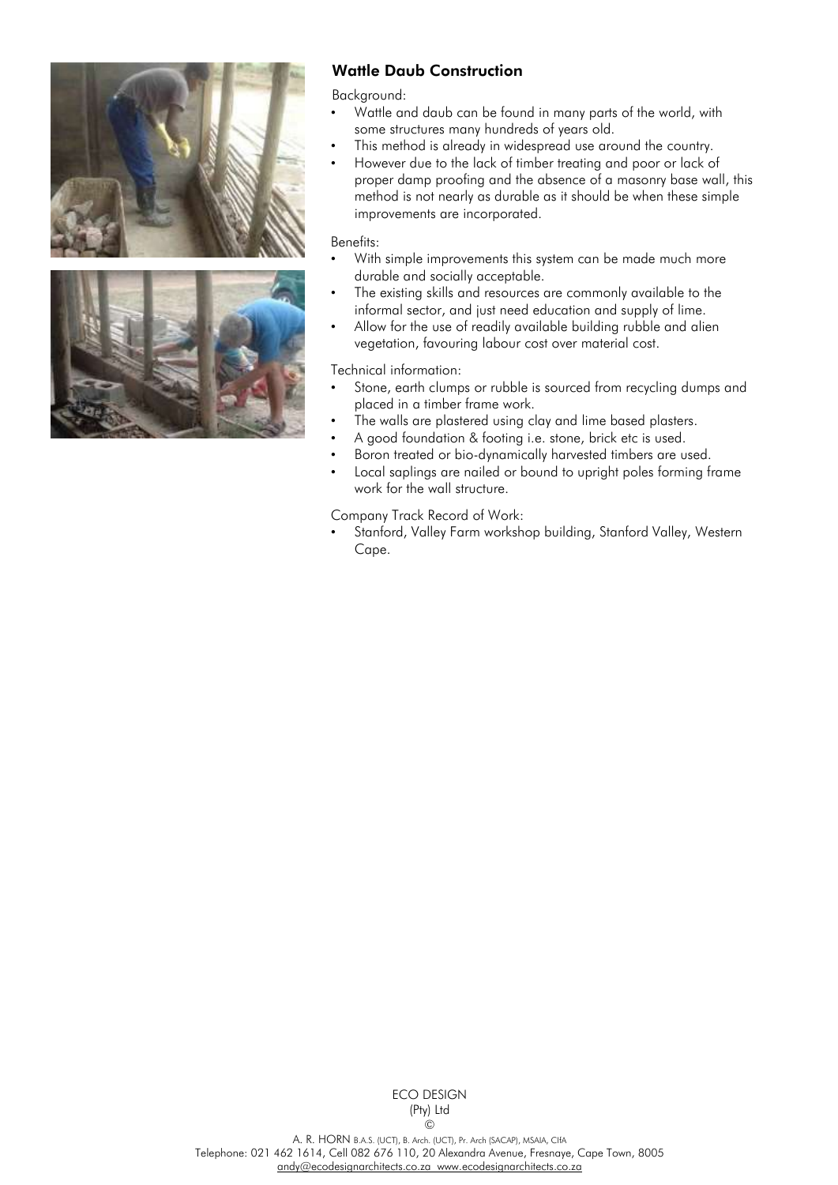## Wattle Daub Construction

Background:

- Wattle and daub can be found in many parts of the world, with some structures many hundreds of years old.
- This method is already in widespread use around the country.
- However due to the lack of timber treating and poor or lack of proper damp proofing and the absence of a masonry base wall, this method is not nearly as durable as it should be when these simple improvements are incorporated.

Benefits:

- With simple improvements this system can be made much more durable and socially acceptable.
- The existing skills and resources are commonly available to the informal sector, and just need education and supply of lime.
- Allow for the use of readily available building rubble and alien vegetation, favouring labour cost over material cost.

Technical information:

- Stone, earth clumps or rubble is sourced from recycling dumps and placed in a timber frame work.
- The walls are plastered using clay and lime based plasters.
- A good foundation & footing i.e. stone, brick etc is used.
- Boron treated or bio-dynamically harvested timbers are used.
- Local saplings are nailed or bound to upright poles forming frame work for the wall structure.

Company Track Record of Work:

- Stanford, Valley Farm workshop building, Stanford Valley, Western Cape.

ECO DESIGN
(Pty) Ltd
©

A. R. HORN B.A.S. (UCT), B. Arch. (UCT), Pr. Arch (SACAP), MSAIA, CIfA
Telephone: 021 462 1614, Cell 082 676 110, 20 Alexandra Avenue, Fresnaye, Cape Town, 8005
andy@ecodesignarchitects.co.za www.ecodesignarchitects.co.za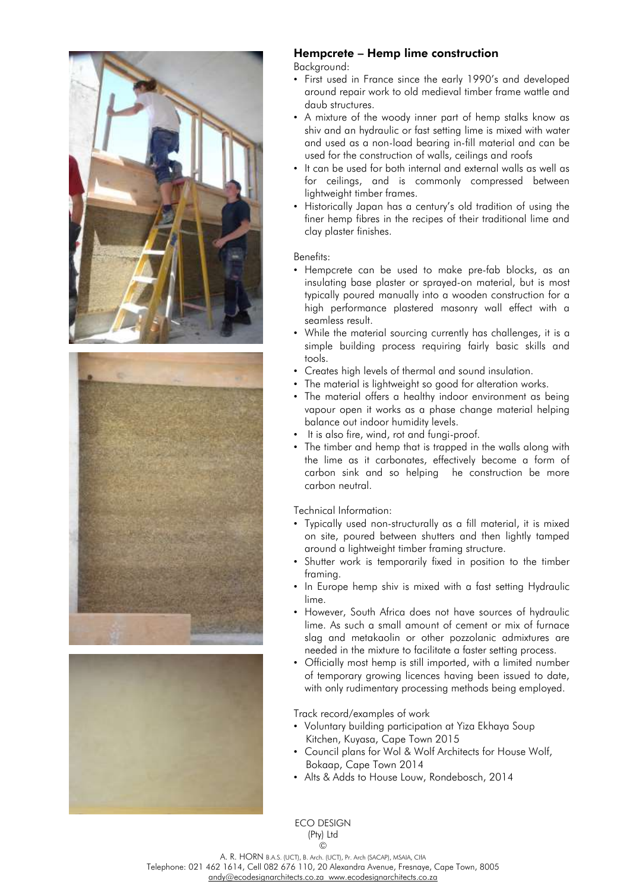## Hempcrete – Hemp lime construction

Background:

- First used in France since the early 1990's and developed around repair work to old medieval timber frame wattle and daub structures.
- A mixture of the woody inner part of hemp stalks know as shiv and an hydraulic or fast setting lime is mixed with water and used as a non-load bearing in-fill material and can be used for the construction of walls, ceilings and roofs
- It can be used for both internal and external walls as well as for ceilings, and is commonly compressed between lightweight timber frames.
- Historically Japan has a century's old tradition of using the finer hemp fibres in the recipes of their traditional lime and clay plaster finishes.

Benefits:

- Hempcrete can be used to make pre-fab blocks, as an insulating base plaster or sprayed-on material, but is most typically poured manually into a wooden construction for a high performance plastered masonry wall effect with a seamless result.
- While the material sourcing currently has challenges, it is a simple building process requiring fairly basic skills and tools.
- Creates high levels of thermal and sound insulation.
- The material is lightweight so good for alteration works.
- The material offers a healthy indoor environment as being vapour open it works as a phase change material helping balance out indoor humidity levels.
- It is also fire, wind, rot and fungi-proof.
- The timber and hemp that is trapped in the walls along with the lime as it carbonates, effectively become a form of carbon sink and so helping he construction be more carbon neutral.

Technical Information:

- Typically used non-structurally as a fill material, it is mixed on site, poured between shutters and then lightly tamped around a lightweight timber framing structure.
- Shutter work is temporarily fixed in position to the timber framing.
- In Europe hemp shiv is mixed with a fast setting Hydraulic lime.
- However, South Africa does not have sources of hydraulic lime. As such a small amount of cement or mix of furnace slag and metakaolin or other pozzolanic admixtures are needed in the mixture to facilitate a faster setting process.
- Officially most hemp is still imported, with a limited number of temporary growing licences having been issued to date, with only rudimentary processing methods being employed.

Track record/examples of work

- Voluntary building participation at Yiza Ekhaya Soup Kitchen, Kuyasa, Cape Town 2015
- Council plans for Wol & Wolf Architects for House Wolf, Bokaap, Cape Town 2014
- Alts & Adds to House Louw, Rondebosch, 2014

ECO DESIGN
(Pty) Ltd
©

A. R. HORN B.A.S. (UCT), B. Arch. (UCT), Pr. Arch (SACAP), MSAIA, CIfA
Telephone: 021 462 1614, Cell 082 676 110, 20 Alexandra Avenue, Fresnaye, Cape Town, 8005
andy@ecodesignarchitects.co.za www.ecodesignarchitects.co.za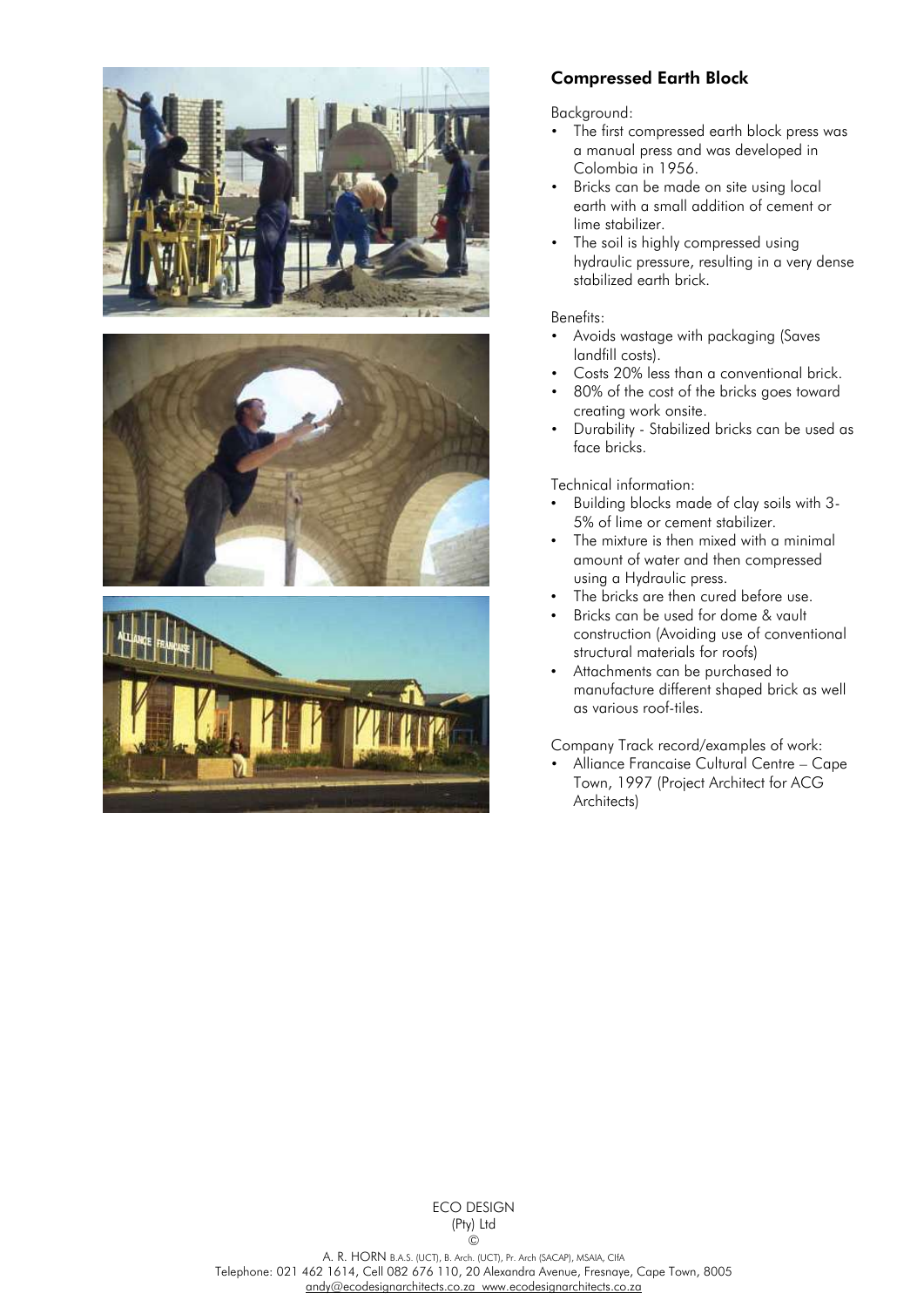## Compressed Earth Block

Background:

- The first compressed earth block press was a manual press and was developed in Colombia in 1956.
- Bricks can be made on site using local earth with a small addition of cement or lime stabilizer.
- The soil is highly compressed using hydraulic pressure, resulting in a very dense stabilized earth brick.

Benefits:

- Avoids wastage with packaging (Saves landfill costs).
- Costs 20% less than a conventional brick.
- 80% of the cost of the bricks goes toward creating work onsite.
- Durability - Stabilized bricks can be used as face bricks.

Technical information:

- Building blocks made of clay soils with 3-5% of lime or cement stabilizer.
- The mixture is then mixed with a minimal amount of water and then compressed using a Hydraulic press.
- The bricks are then cured before use.
- Bricks can be used for dome & vault construction (Avoiding use of conventional structural materials for roofs)
- Attachments can be purchased to manufacture different shaped brick as well as various roof-tiles.

Company Track record/examples of work:

- Alliance Francaise Cultural Centre – Cape Town, 1997 (Project Architect for ACG Architects)

ECO DESIGN
(Pty) Ltd
©
A. R. HORN B.A.S. (UCT), B. Arch. (UCT), Pr. Arch (SACAP), MSAIA, CIfA
Telephone: 021 462 1614, Cell 082 676 110, 20 Alexandra Avenue, Fresnaye, Cape Town, 8005
andy@ecodesignarchitects.co.za www.ecodesignarchitects.co.za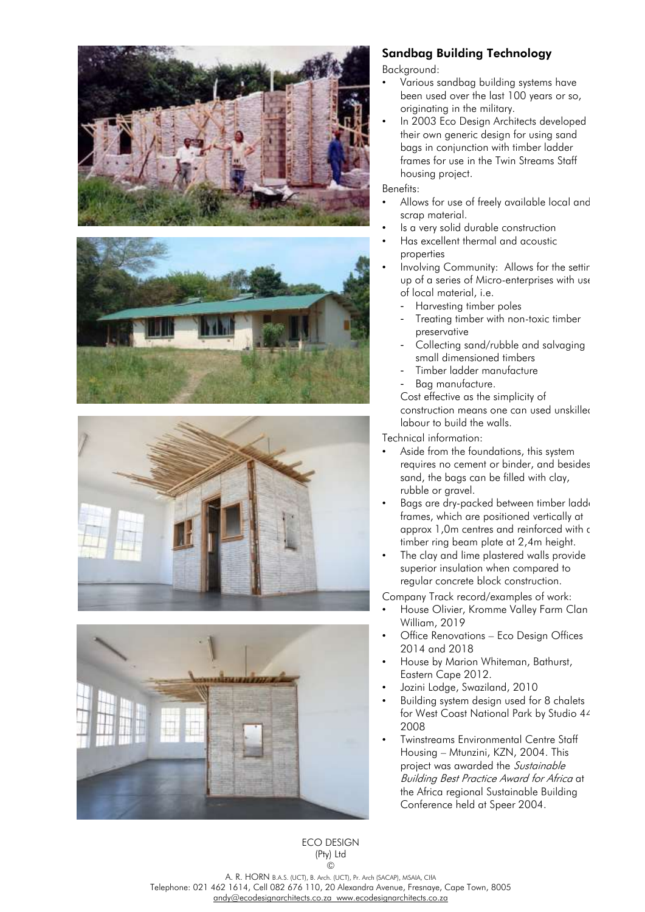## Sandbag Building Technology

Background:

- Various sandbag building systems have been used over the last 100 years or so, originating in the military.
- In 2003 Eco Design Architects developed their own generic design for using sand bags in conjunction with timber ladder frames for use in the Twin Streams Staff housing project.

Benefits:

- Allows for use of freely available local and scrap material.
- Is a very solid durable construction
- Has excellent thermal and acoustic properties
- Involving Community: Allows for the settin up of a series of Micro-enterprises with use of local material, i.e.
  - Harvesting timber poles
  - Treating timber with non-toxic timber preservative
  - Collecting sand/rubble and salvaging small dimensioned timbers
  - Timber ladder manufacture
  - Bag manufacture.

  Cost effective as the simplicity of construction means one can used unskilled labour to build the walls.

Technical information:

- Aside from the foundations, this system requires no cement or binder, and besides sand, the bags can be filled with clay, rubble or gravel.
- Bags are dry-packed between timber ladder frames, which are positioned vertically at approx 1,0m centres and reinforced with a timber ring beam plate at 2,4m height.
- The clay and lime plastered walls provide superior insulation when compared to regular concrete block construction.

Company Track record/examples of work:

- House Olivier, Kromme Valley Farm Clan William, 2019
- Office Renovations – Eco Design Offices 2014 and 2018
- House by Marion Whiteman, Bathurst, Eastern Cape 2012.
- Jozini Lodge, Swaziland, 2010
- Building system design used for 8 chalets for West Coast National Park by Studio 44 2008
- Twinstreams Environmental Centre Staff Housing – Mtunzini, KZN, 2004. This project was awarded the *Sustainable Building Best Practice Award for Africa* at the Africa regional Sustainable Building Conference held at Speer 2004.

ECO DESIGN
(Pty) Ltd
©

A. R. HORN B.A.S. (UCT), B. Arch. (UCT), Pr. Arch (SACAP), MSAIA, CIfA
Telephone: 021 462 1614, Cell 082 676 110, 20 Alexandra Avenue, Fresnaye, Cape Town, 8005
andy@ecodesignarchitects.co.za www.ecodesignarchitects.co.za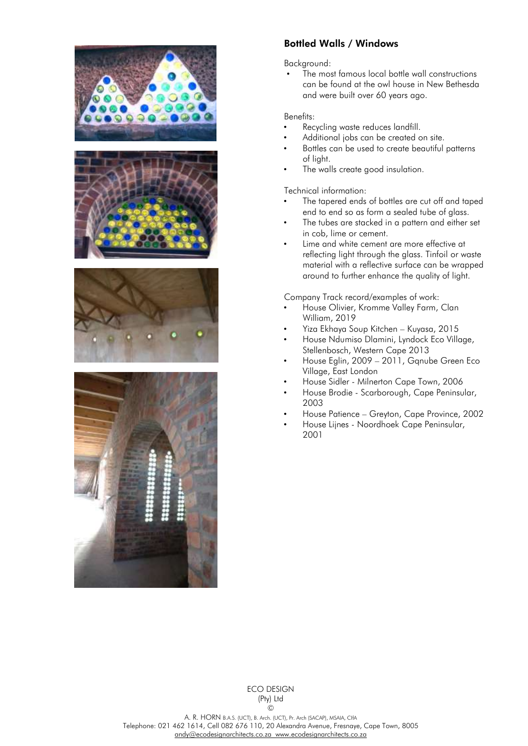## Bottled Walls / Windows

Background:

- The most famous local bottle wall constructions can be found at the owl house in New Bethesda and were built over 60 years ago.

Benefits:

- Recycling waste reduces landfill.
- Additional jobs can be created on site.
- Bottles can be used to create beautiful patterns of light.
- The walls create good insulation.

Technical information:

- The tapered ends of bottles are cut off and taped end to end so as form a sealed tube of glass.
- The tubes are stacked in a pattern and either set in cob, lime or cement.
- Lime and white cement are more effective at reflecting light through the glass. Tinfoil or waste material with a reflective surface can be wrapped around to further enhance the quality of light.

Company Track record/examples of work:

- House Olivier, Kromme Valley Farm, Clan William, 2019
- Yiza Ekhaya Soup Kitchen – Kuyasa, 2015
- House Ndumiso Dlamini, Lyndock Eco Village, Stellenbosch, Western Cape 2013
- House Eglin, 2009 – 2011, Gqnube Green Eco Village, East London
- House Sidler - Milnerton Cape Town, 2006
- House Brodie - Scarborough, Cape Peninsular, 2003
- House Patience – Greyton, Cape Province, 2002
- House Lijnes - Noordhoek Cape Peninsular, 2001

ECO DESIGN
(Pty) Ltd
©

A. R. HORN B.A.S. (UCT), B. Arch. (UCT), Pr. Arch (SACAP), MSAIA, CIfA
Telephone: 021 462 1614, Cell 082 676 110, 20 Alexandra Avenue, Fresnaye, Cape Town, 8005
andy@ecodesignarchitects.co.za www.ecodesignarchitects.co.za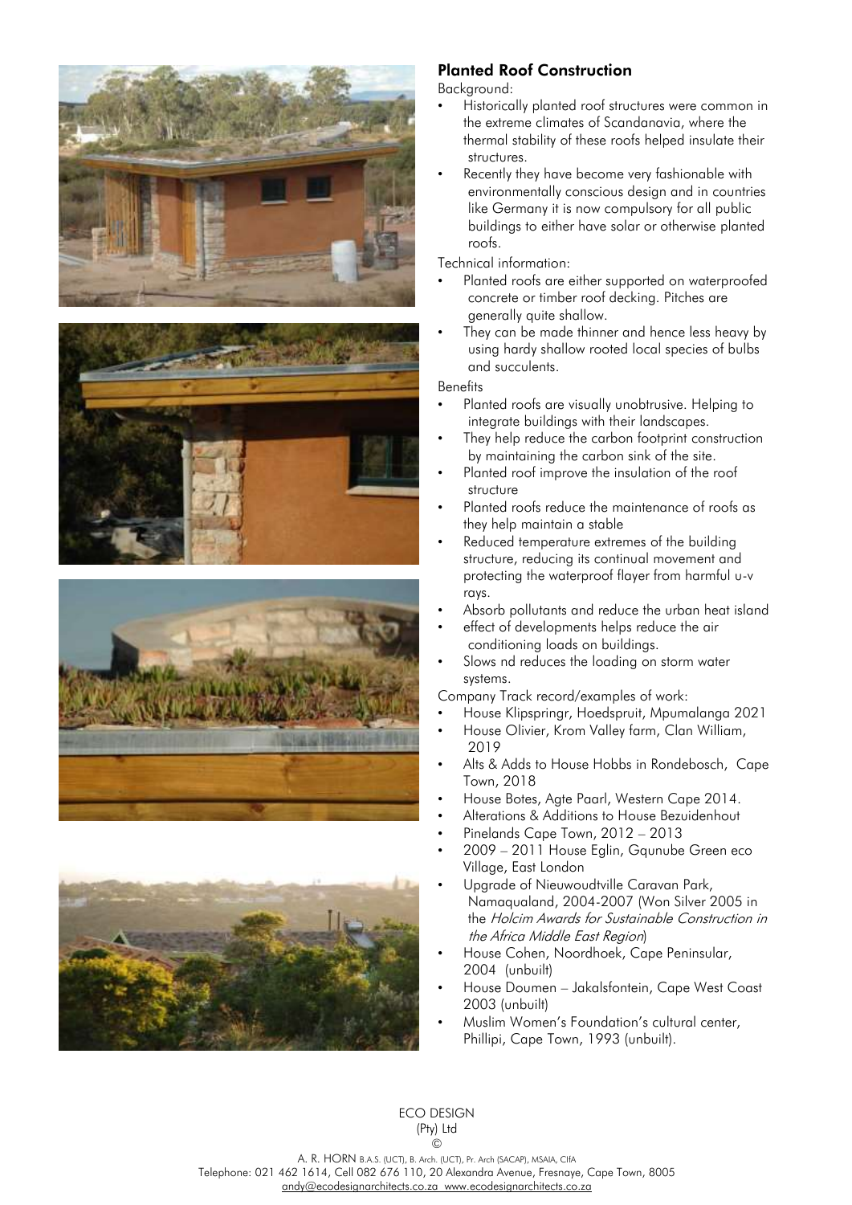## Planted Roof Construction

Background:

- Historically planted roof structures were common in the extreme climates of Scandanavia, where the thermal stability of these roofs helped insulate their structures.
- Recently they have become very fashionable with environmentally conscious design and in countries like Germany it is now compulsory for all public buildings to either have solar or otherwise planted roofs.

Technical information:

- Planted roofs are either supported on waterproofed concrete or timber roof decking. Pitches are generally quite shallow.
- They can be made thinner and hence less heavy by using hardy shallow rooted local species of bulbs and succulents.

Benefits

- Planted roofs are visually unobtrusive. Helping to integrate buildings with their landscapes.
- They help reduce the carbon footprint construction by maintaining the carbon sink of the site.
- Planted roof improve the insulation of the roof structure
- Planted roofs reduce the maintenance of roofs as they help maintain a stable
- Reduced temperature extremes of the building structure, reducing its continual movement and protecting the waterproof flayer from harmful u-v rays.
- Absorb pollutants and reduce the urban heat island
- effect of developments helps reduce the air conditioning loads on buildings.
- Slows nd reduces the loading on storm water systems.

Company Track record/examples of work:

- House Klipspringr, Hoedspruit, Mpumalanga 2021
- House Olivier, Krom Valley farm, Clan William, 2019
- Alts & Adds to House Hobbs in Rondebosch, Cape Town, 2018
- House Botes, Agte Paarl, Western Cape 2014.
- Alterations & Additions to House Bezuidenhout
- Pinelands Cape Town, 2012 – 2013
- 2009 – 2011 House Eglin, Gqunube Green eco Village, East London
- Upgrade of Nieuwoudtville Caravan Park, Namaqualand, 2004-2007 (Won Silver 2005 in the *Holcim Awards for Sustainable Construction in the Africa Middle East Region*)
- House Cohen, Noordhoek, Cape Peninsular, 2004 (unbuilt)
- House Doumen – Jakalsfontein, Cape West Coast 2003 (unbuilt)
- Muslim Women's Foundation's cultural center, Phillipi, Cape Town, 1993 (unbuilt).

ECO DESIGN
(Pty) Ltd
©

A. R. HORN B.A.S. (UCT), B. Arch. (UCT), Pr. Arch (SACAP), MSAIA, CIfA
Telephone: 021 462 1614, Cell 082 676 110, 20 Alexandra Avenue, Fresnaye, Cape Town, 8005
andy@ecodesignarchitects.co.za www.ecodesignarchitects.co.za